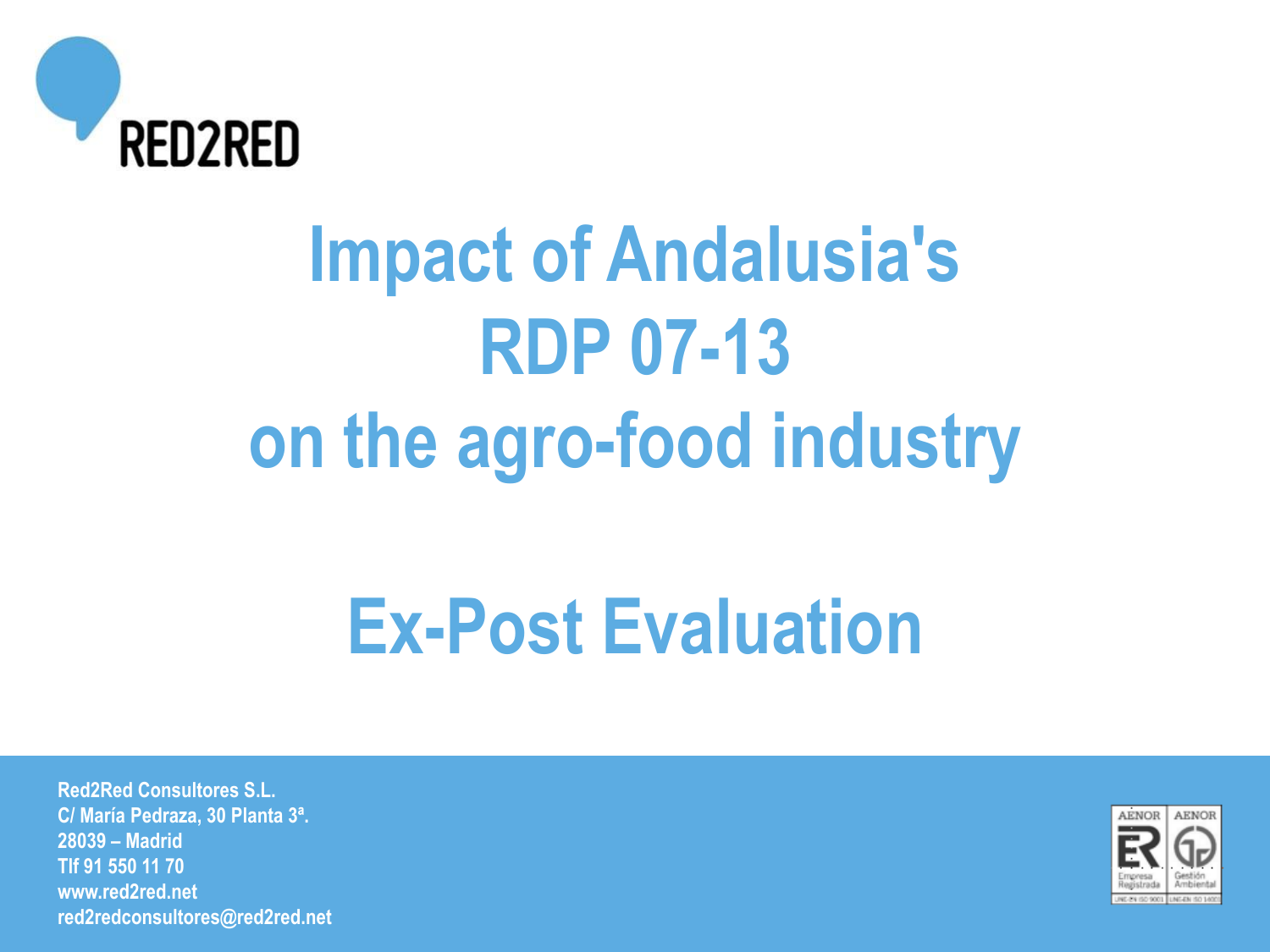# Impact of Andalusia's RDP 07-13 on the agro-food industry

# Ex-Post Evaluation

Red2Red Consultores S.L.
C/ María Pedraza, 30 Planta 3ª.
28039 – Madrid
Tlf 91 550 11 70
www.red2red.net
red2redconsultores@red2red.net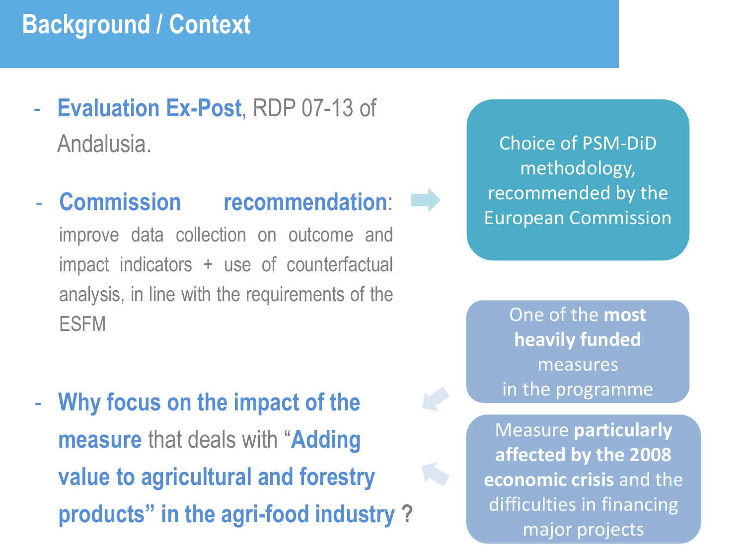# Background / Context

- **Evaluation Ex-Post**, RDP 07-13 of Andalusia.

- **Commission recommendation**: improve data collection on outcome and impact indicators + use of counterfactual analysis, in line with the requirements of the ESFM

Choice of PSM-DiD methodology, recommended by the European Commission

- **Why focus on the impact of the measure** that deals with "**Adding value to agricultural and forestry products" in the agri-food industry** ?

One of the **most heavily funded** measures in the programme

Measure **particularly affected by the 2008 economic crisis** and the difficulties in financing major projects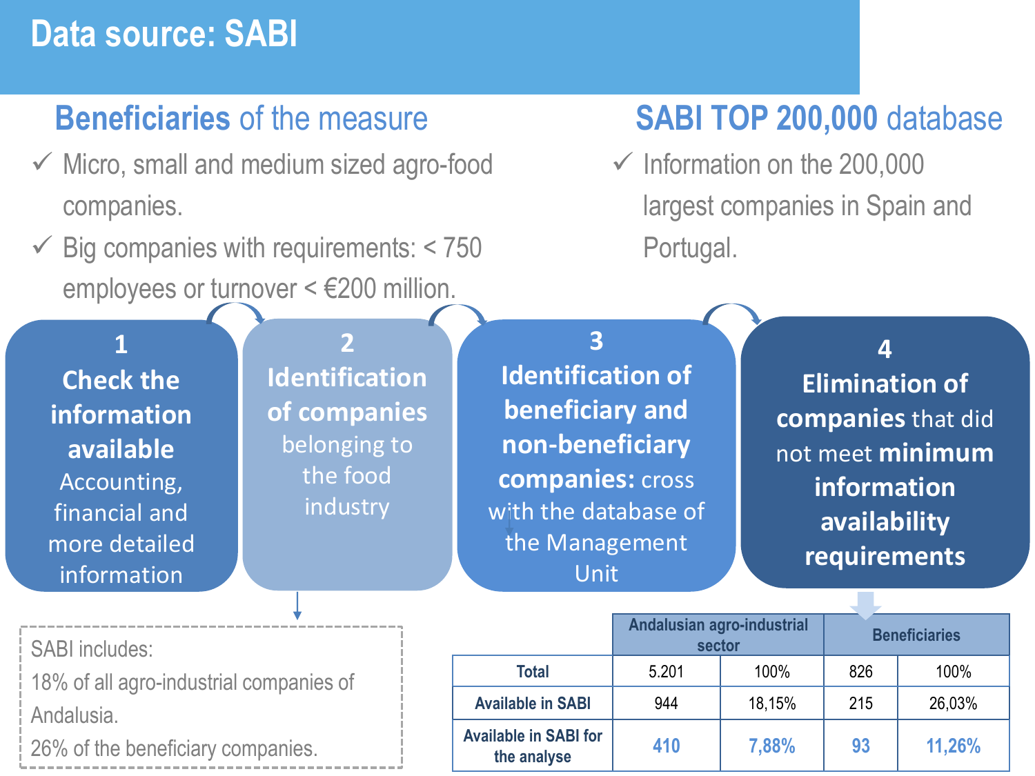# Data source: SABI

## Beneficiaries of the measure

- ✓ Micro, small and medium sized agro-food companies.
- ✓ Big companies with requirements: < 750 employees or turnover < €200 million.

## SABI TOP 200,000 database

- ✓ Information on the 200,000 largest companies in Spain and Portugal.

**1 Check the information available** Accounting, financial and more detailed information

**2 Identification of companies** belonging to the food industry

**3 Identification of beneficiary and non-beneficiary companies:** cross with the database of the Management Unit

**4 Elimination of companies** that did not meet **minimum information availability requirements**

SABI includes:
18% of all agro-industrial companies of Andalusia.
26% of the beneficiary companies.

| | Andalusian agro-industrial sector | | Beneficiaries | |
|---|---|---|---|---|
| Total | 5.201 | 100% | 826 | 100% |
| Available in SABI | 944 | 18,15% | 215 | 26,03% |
| Available in SABI for the analyse | **410** | **7,88%** | **93** | **11,26%** |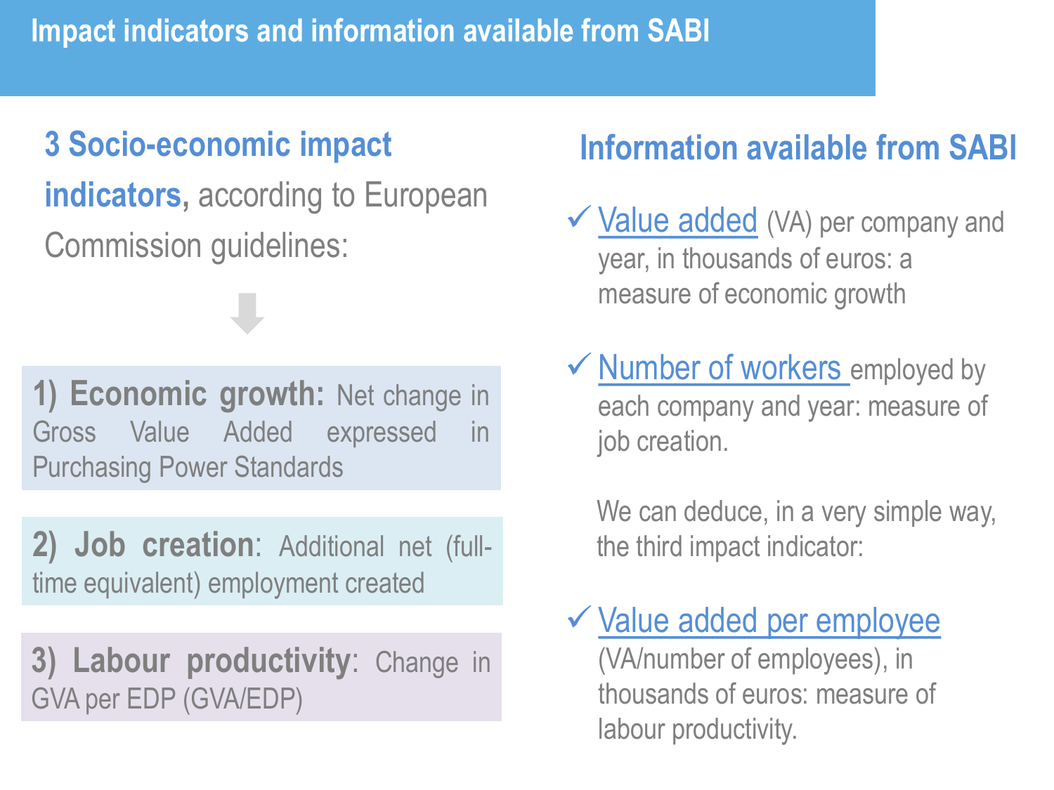# Impact indicators and information available from SABI

**3 Socio-economic impact indicators,** according to European Commission guidelines:

**1) Economic growth:** Net change in Gross Value Added expressed in Purchasing Power Standards

**2) Job creation**: Additional net (full-time equivalent) employment created

**3) Labour productivity**: Change in GVA per EDP (GVA/EDP)

## Information available from SABI

- ✓ Value added (VA) per company and year, in thousands of euros: a measure of economic growth
- ✓ Number of workers employed by each company and year: measure of job creation.

We can deduce, in a very simple way, the third impact indicator:

- ✓ Value added per employee (VA/number of employees), in thousands of euros: measure of labour productivity.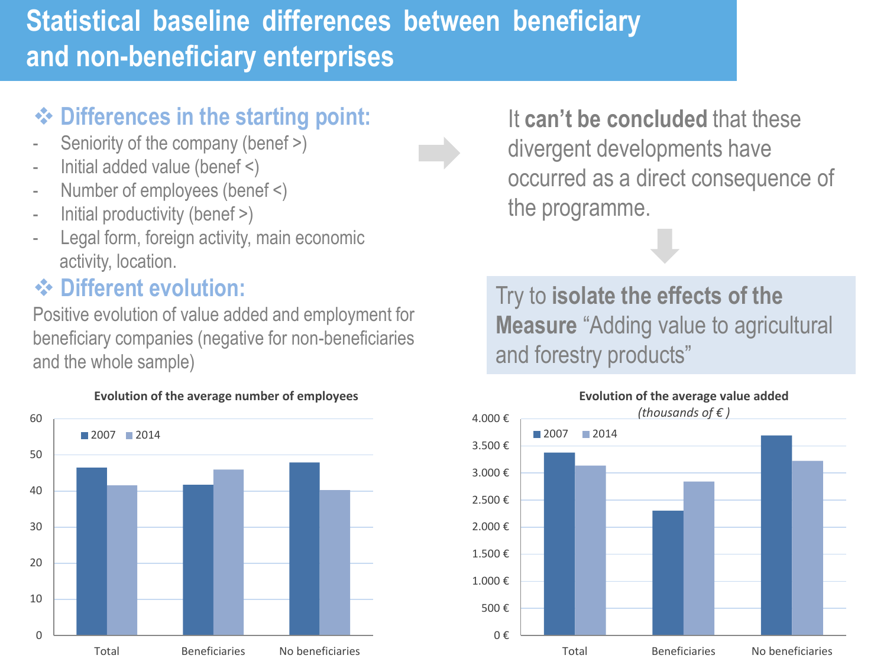# Statistical baseline differences between beneficiary and non-beneficiary enterprises

### ❖ Differences in the starting point:

- Seniority of the company (benef >)
- Initial added value (benef <)
- Number of employees (benef <)
- Initial productivity (benef >)
- Legal form, foreign activity, main economic activity, location.

### ❖ Different evolution:

Positive evolution of value added and employment for beneficiary companies (negative for non-beneficiaries and the whole sample)

It **can't be concluded** that these divergent developments have occurred as a direct consequence of the programme.

Try to **isolate the effects of the Measure** "Adding value to agricultural and forestry products"

**Evolution of the average number of employees**

| | 2007 | 2014 |
|---|---|---|
| Total | ~46.5 | ~41.5 |
| Beneficiaries | ~41.5 | ~46 |
| No beneficiaries | ~48 | ~40 |

**Evolution of the average value added**
*(thousands of € )*

| | 2007 | 2014 |
|---|---|---|
| Total | ~3.370 € | ~3.130 € |
| Beneficiaries | ~2.300 € | ~2.830 € |
| No beneficiaries | ~3.680 € | ~3.210 € |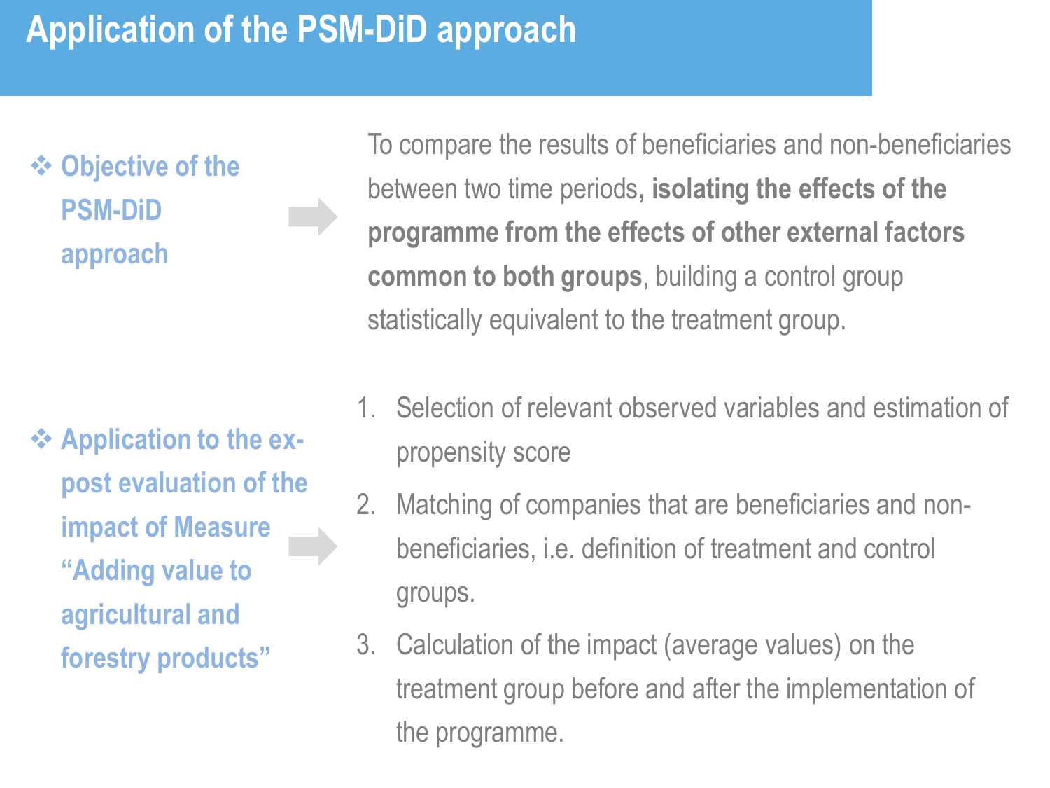# Application of the PSM-DiD approach

- **Objective of the PSM-DiD approach**

To compare the results of beneficiaries and non-beneficiaries between two time periods, **isolating the effects of the programme from the effects of other external factors common to both groups**, building a control group statistically equivalent to the treatment group.

- **Application to the ex-post evaluation of the impact of Measure "Adding value to agricultural and forestry products"**

1. Selection of relevant observed variables and estimation of propensity score
2. Matching of companies that are beneficiaries and non-beneficiaries, i.e. definition of treatment and control groups.
3. Calculation of the impact (average values) on the treatment group before and after the implementation of the programme.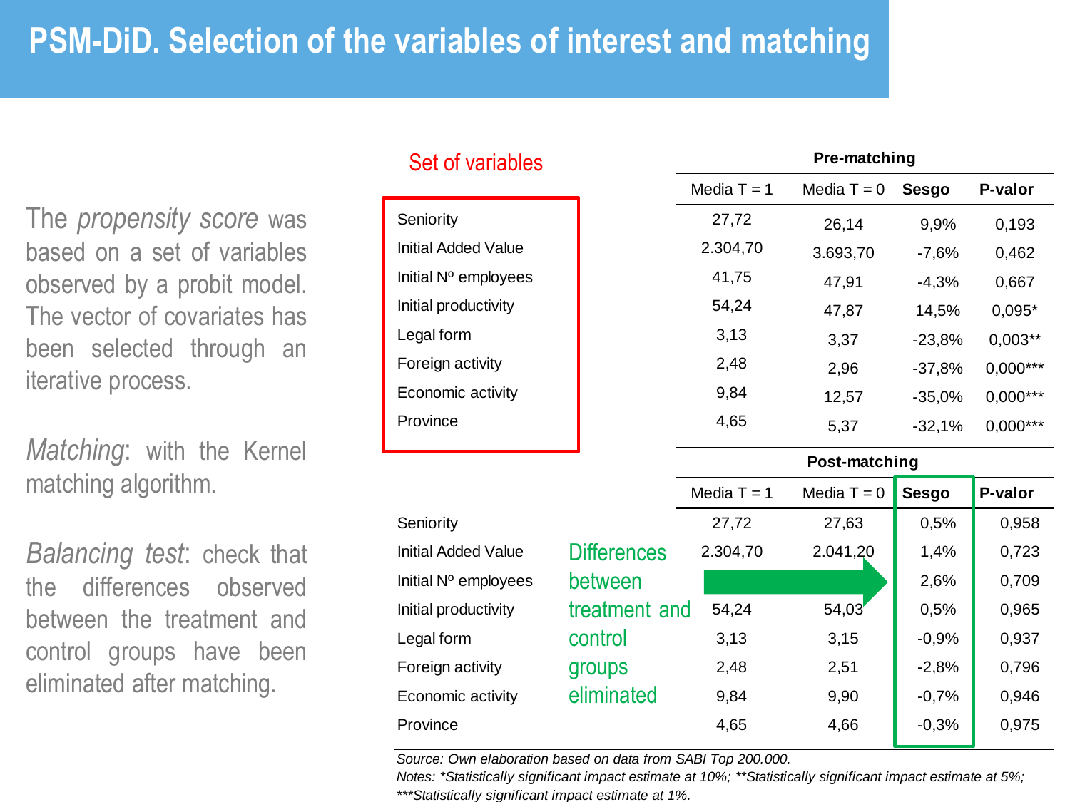# PSM-DiD. Selection of the variables of interest and matching

The *propensity score* was based on a set of variables observed by a probit model. The vector of covariates has been selected through an iterative process.

*Matching*: with the Kernel matching algorithm.

*Balancing test*: check that the differences observed between the treatment and control groups have been eliminated after matching.

Set of variables

| | Pre-matching | | | |
|---|---|---|---|---|
| | Media T = 1 | Media T = 0 | Sesgo | P-valor |
| Seniority | 27,72 | 26,14 | 9,9% | 0,193 |
| Initial Added Value | 2.304,70 | 3.693,70 | -7,6% | 0,462 |
| Initial Nº employees | 41,75 | 47,91 | -4,3% | 0,667 |
| Initial productivity | 54,24 | 47,87 | 14,5% | 0,095* |
| Legal form | 3,13 | 3,37 | -23,8% | 0,003** |
| Foreign activity | 2,48 | 2,96 | -37,8% | 0,000*** |
| Economic activity | 9,84 | 12,57 | -35,0% | 0,000*** |
| Province | 4,65 | 5,37 | -32,1% | 0,000*** |

| | Post-matching | | | |
|---|---|---|---|---|
| | Media T = 1 | Media T = 0 | Sesgo | P-valor |
| Seniority | 27,72 | 27,63 | 0,5% | 0,958 |
| Initial Added Value | 2.304,70 | 2.041,20 | 1,4% | 0,723 |
| Initial Nº employees | | | 2,6% | 0,709 |
| Initial productivity | 54,24 | 54,03 | 0,5% | 0,965 |
| Legal form | 3,13 | 3,15 | -0,9% | 0,937 |
| Foreign activity | 2,48 | 2,51 | -2,8% | 0,796 |
| Economic activity | 9,84 | 9,90 | -0,7% | 0,946 |
| Province | 4,65 | 4,66 | -0,3% | 0,975 |

Differences between treatment and control groups eliminated

*Source: Own elaboration based on data from SABI Top 200.000.*
*Notes: *Statistically significant impact estimate at 10%; **Statistically significant impact estimate at 5%; ***Statistically significant impact estimate at 1%.*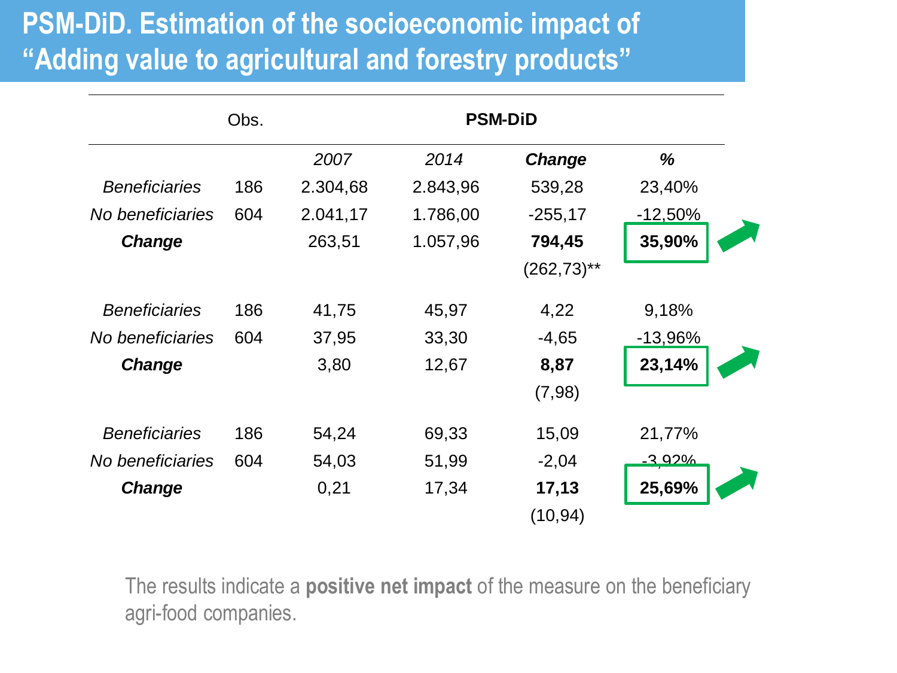# PSM-DiD. Estimation of the socioeconomic impact of “Adding value to agricultural and forestry products”

| | Obs. | PSM-DiD | | | |
|---|---|---|---|---|---|
| | | *2007* | *2014* | ***Change*** | ***%*** |
| *Beneficiaries* | 186 | 2.304,68 | 2.843,96 | 539,28 | 23,40% |
| *No beneficiaries* | 604 | 2.041,17 | 1.786,00 | -255,17 | -12,50% |
| ***Change*** | | 263,51 | 1.057,96 | **794,45** | **35,90%** |
| | | | | (262,73)** | |
| *Beneficiaries* | 186 | 41,75 | 45,97 | 4,22 | 9,18% |
| *No beneficiaries* | 604 | 37,95 | 33,30 | -4,65 | -13,96% |
| ***Change*** | | 3,80 | 12,67 | **8,87** | **23,14%** |
| | | | | (7,98) | |
| *Beneficiaries* | 186 | 54,24 | 69,33 | 15,09 | 21,77% |
| *No beneficiaries* | 604 | 54,03 | 51,99 | -2,04 | -3,92% |
| ***Change*** | | 0,21 | 17,34 | **17,13** | **25,69%** |
| | | | | (10,94) | |

The results indicate a **positive net impact** of the measure on the beneficiary agri-food companies.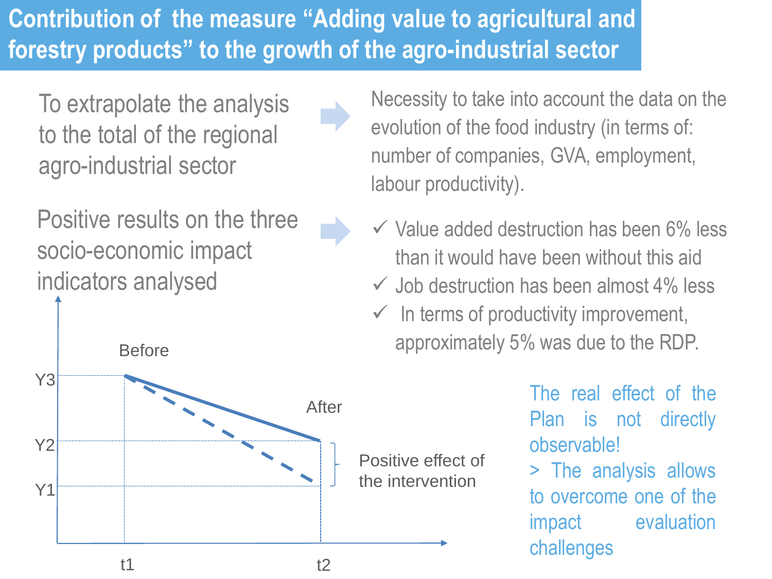# Contribution of the measure "Adding value to agricultural and forestry products" to the growth of the agro-industrial sector

To extrapolate the analysis to the total of the regional agro-industrial sector → Necessity to take into account the data on the evolution of the food industry (in terms of: number of companies, GVA, employment, labour productivity).

Positive results on the three socio-economic impact indicators analysed →

- ✓ Value added destruction has been 6% less than it would have been without this aid
- ✓ Job destruction has been almost 4% less
- ✓ In terms of productivity improvement, approximately 5% was due to the RDP.

Before

After

Y3

Y2

Y1

t1

t2

Positive effect of the intervention

The real effect of the Plan is not directly observable!

> The analysis allows to overcome one of the impact evaluation challenges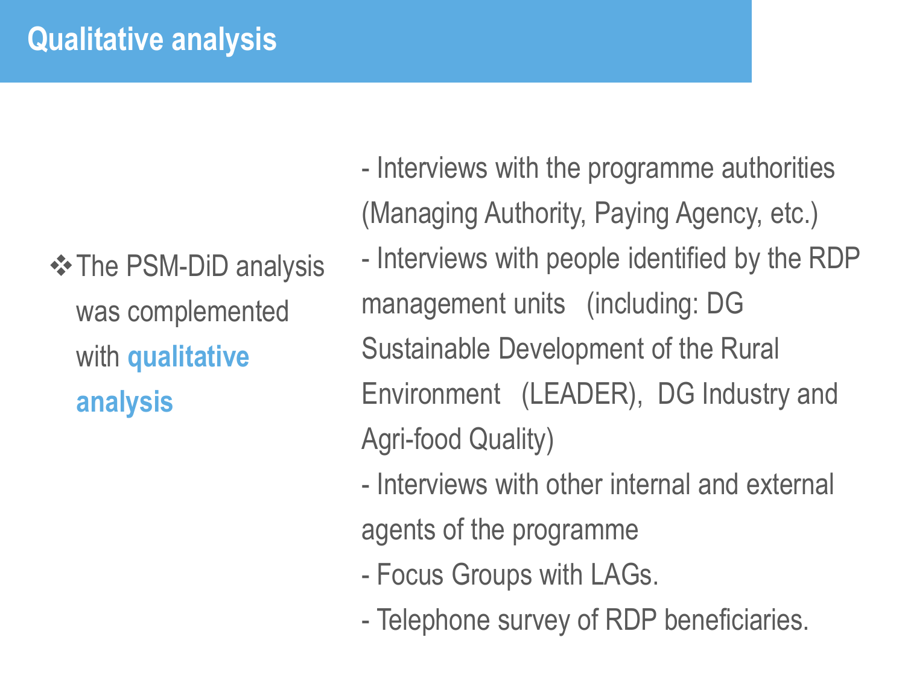# Qualitative analysis

❖ The PSM-DiD analysis was complemented with **qualitative analysis**

- Interviews with the programme authorities (Managing Authority, Paying Agency, etc.)
- Interviews with people identified by the RDP management units (including: DG Sustainable Development of the Rural Environment (LEADER), DG Industry and Agri-food Quality)
- Interviews with other internal and external agents of the programme
- Focus Groups with LAGs.
- Telephone survey of RDP beneficiaries.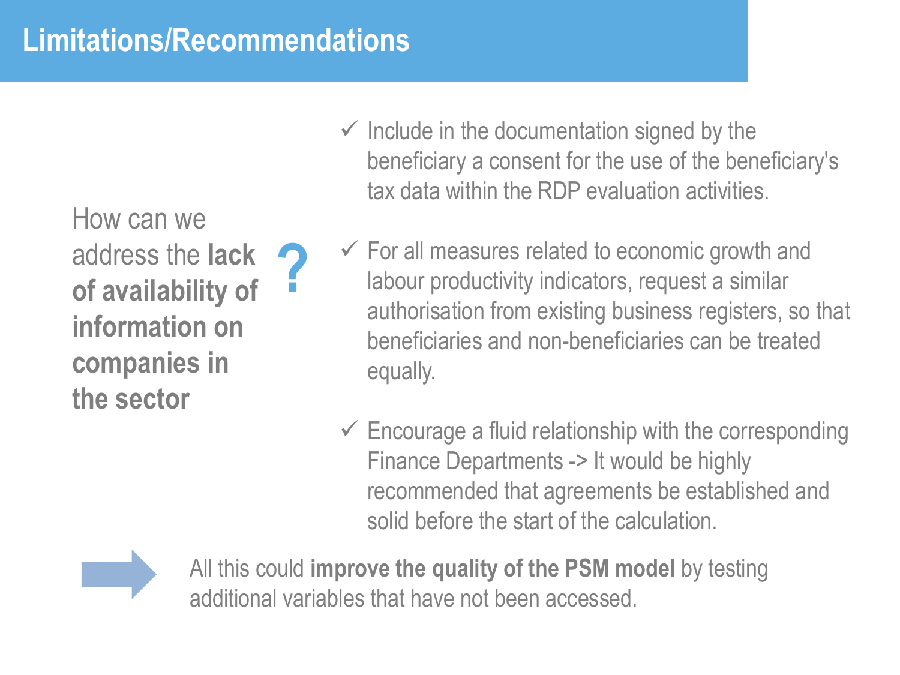# Limitations/Recommendations

How can we address the **lack of availability of information on companies in the sector**?

- ✓ Include in the documentation signed by the beneficiary a consent for the use of the beneficiary's tax data within the RDP evaluation activities.
- ✓ For all measures related to economic growth and labour productivity indicators, request a similar authorisation from existing business registers, so that beneficiaries and non-beneficiaries can be treated equally.
- ✓ Encourage a fluid relationship with the corresponding Finance Departments -> It would be highly recommended that agreements be established and solid before the start of the calculation.

All this could **improve the quality of the PSM model** by testing additional variables that have not been accessed.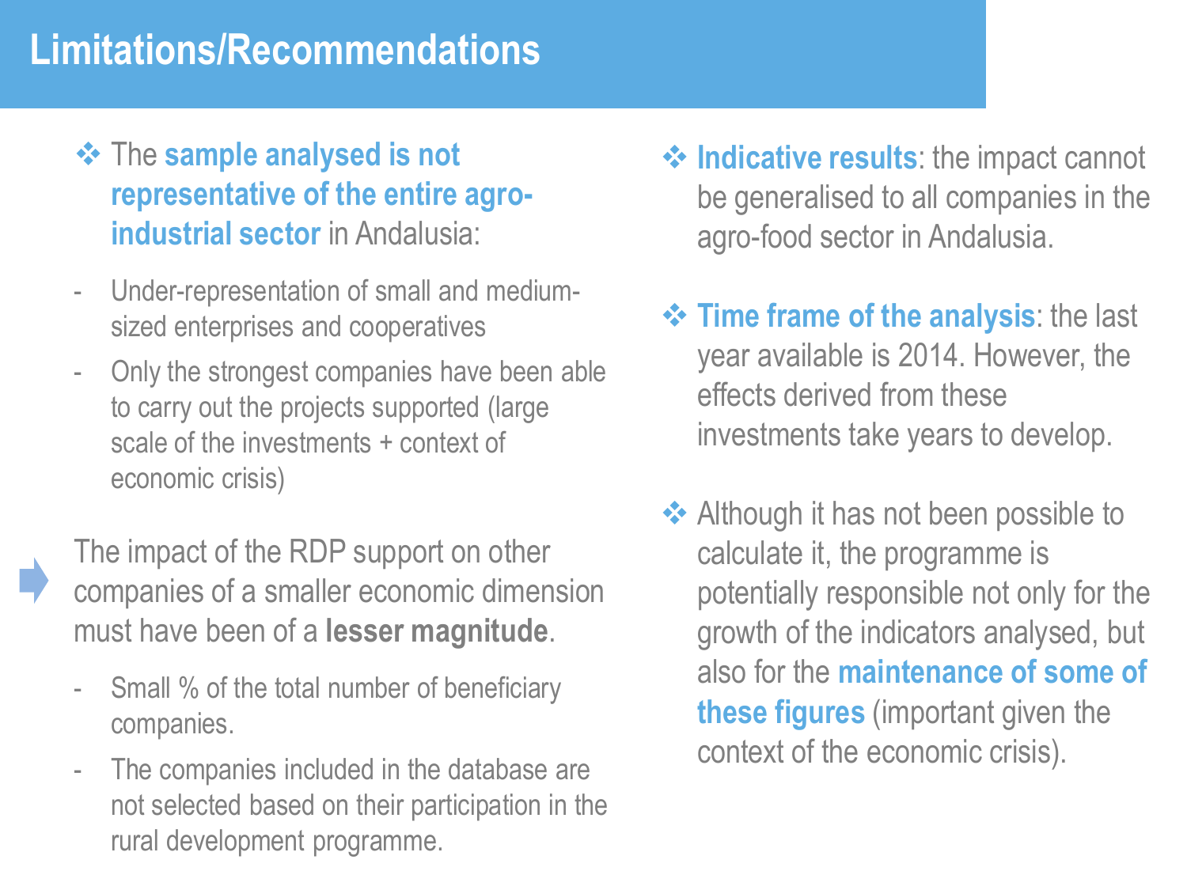# Limitations/Recommendations

- The **sample analysed is not representative of the entire agro-industrial sector** in Andalusia:
  - Under-representation of small and medium-sized enterprises and cooperatives
  - Only the strongest companies have been able to carry out the projects supported (large scale of the investments + context of economic crisis)

➡ The impact of the RDP support on other companies of a smaller economic dimension must have been of a **lesser magnitude**.

- Small % of the total number of beneficiary companies.
- The companies included in the database are not selected based on their participation in the rural development programme.

- **Indicative results**: the impact cannot be generalised to all companies in the agro-food sector in Andalusia.

- **Time frame of the analysis**: the last year available is 2014. However, the effects derived from these investments take years to develop.

- Although it has not been possible to calculate it, the programme is potentially responsible not only for the growth of the indicators analysed, but also for the **maintenance of some of these figures** (important given the context of the economic crisis).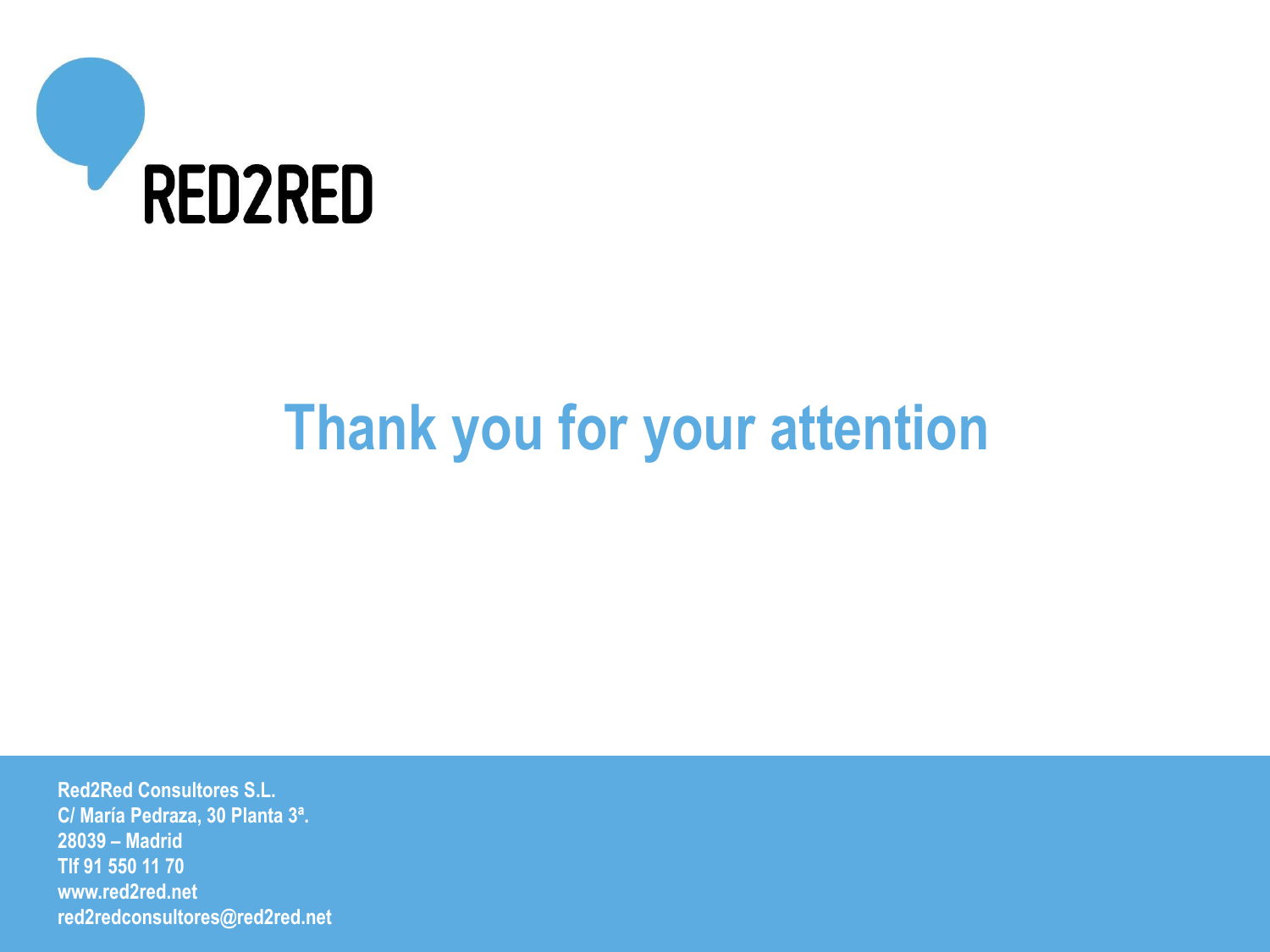RED2RED

# Thank you for your attention

**Red2Red Consultores S.L.**
**C/ María Pedraza, 30 Planta 3ª.**
**28039 – Madrid**
**Tlf 91 550 11 70**
**www.red2red.net**
**red2redconsultores@red2red.net**